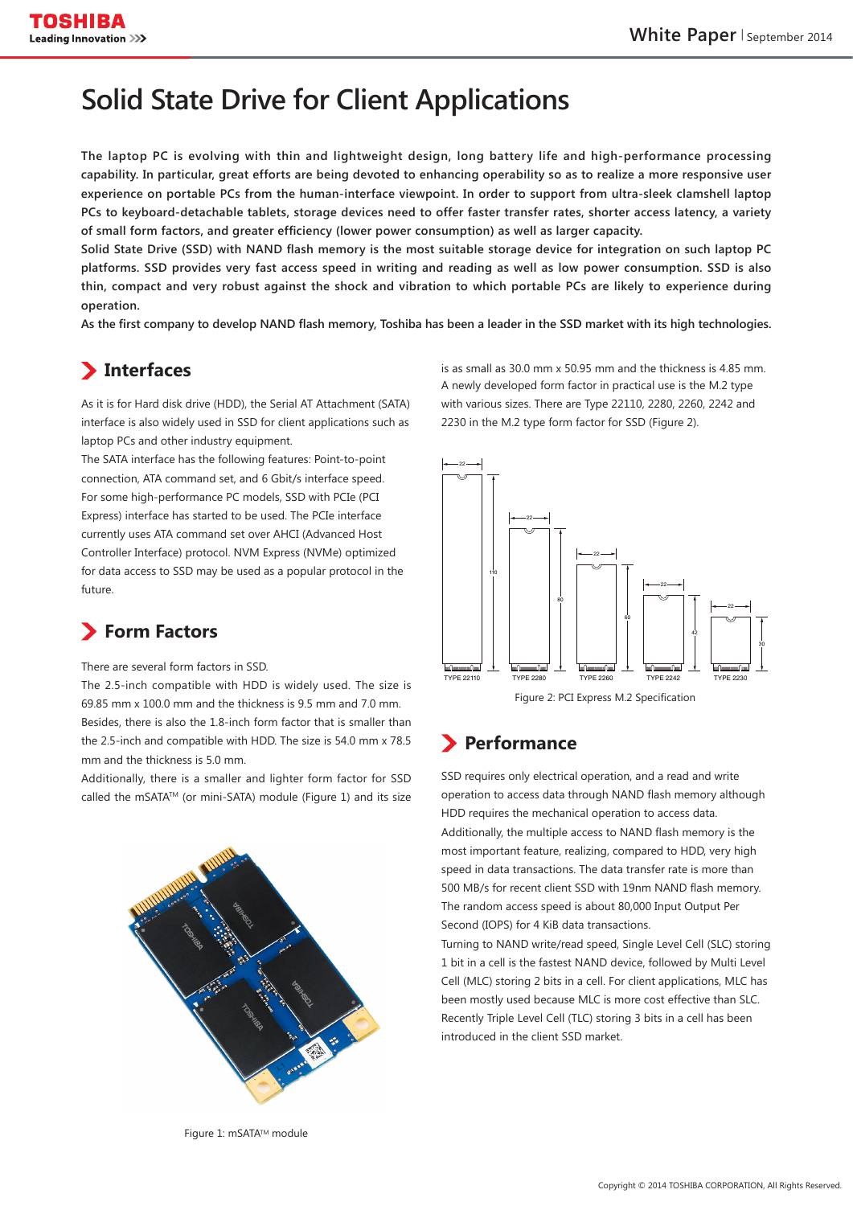# Solid State Drive for Client Applications

**The laptop PC is evolving with thin and lightweight design, long battery life and high-performance processing capability. In particular, great efforts are being devoted to enhancing operability so as to realize a more responsive user experience on portable PCs from the human-interface viewpoint. In order to support from ultra-sleek clamshell laptop PCs to keyboard-detachable tablets, storage devices need to offer faster transfer rates, shorter access latency, a variety of small form factors, and greater efficiency (lower power consumption) as well as larger capacity.**
**Solid State Drive (SSD) with NAND flash memory is the most suitable storage device for integration on such laptop PC platforms. SSD provides very fast access speed in writing and reading as well as low power consumption. SSD is also thin, compact and very robust against the shock and vibration to which portable PCs are likely to experience during operation.**
**As the first company to develop NAND flash memory, Toshiba has been a leader in the SSD market with its high technologies.**

## Interfaces

As it is for Hard disk drive (HDD), the Serial AT Attachment (SATA) interface is also widely used in SSD for client applications such as laptop PCs and other industry equipment.
The SATA interface has the following features: Point-to-point connection, ATA command set, and 6 Gbit/s interface speed.
For some high-performance PC models, SSD with PCIe (PCI Express) interface has started to be used. The PCIe interface currently uses ATA command set over AHCI (Advanced Host Controller Interface) protocol. NVM Express (NVMe) optimized for data access to SSD may be used as a popular protocol in the future.

## Form Factors

There are several form factors in SSD.
The 2.5-inch compatible with HDD is widely used. The size is 69.85 mm x 100.0 mm and the thickness is 9.5 mm and 7.0 mm.
Besides, there is also the 1.8-inch form factor that is smaller than the 2.5-inch and compatible with HDD. The size is 54.0 mm x 78.5 mm and the thickness is 5.0 mm.
Additionally, there is a smaller and lighter form factor for SSD called the mSATA™ (or mini-SATA) module (Figure 1) and its size is as small as 30.0 mm x 50.95 mm and the thickness is 4.85 mm.
A newly developed form factor in practical use is the M.2 type with various sizes. There are Type 22110, 2280, 2260, 2242 and 2230 in the M.2 type form factor for SSD (Figure 2).

Figure 1: mSATA™ module

Figure 2: PCI Express M.2 Specification

## Performance

SSD requires only electrical operation, and a read and write operation to access data through NAND flash memory although HDD requires the mechanical operation to access data.
Additionally, the multiple access to NAND flash memory is the most important feature, realizing, compared to HDD, very high speed in data transactions. The data transfer rate is more than 500 MB/s for recent client SSD with 19nm NAND flash memory. The random access speed is about 80,000 Input Output Per Second (IOPS) for 4 KiB data transactions.
Turning to NAND write/read speed, Single Level Cell (SLC) storing 1 bit in a cell is the fastest NAND device, followed by Multi Level Cell (MLC) storing 2 bits in a cell. For client applications, MLC has been mostly used because MLC is more cost effective than SLC. Recently Triple Level Cell (TLC) storing 3 bits in a cell has been introduced in the client SSD market.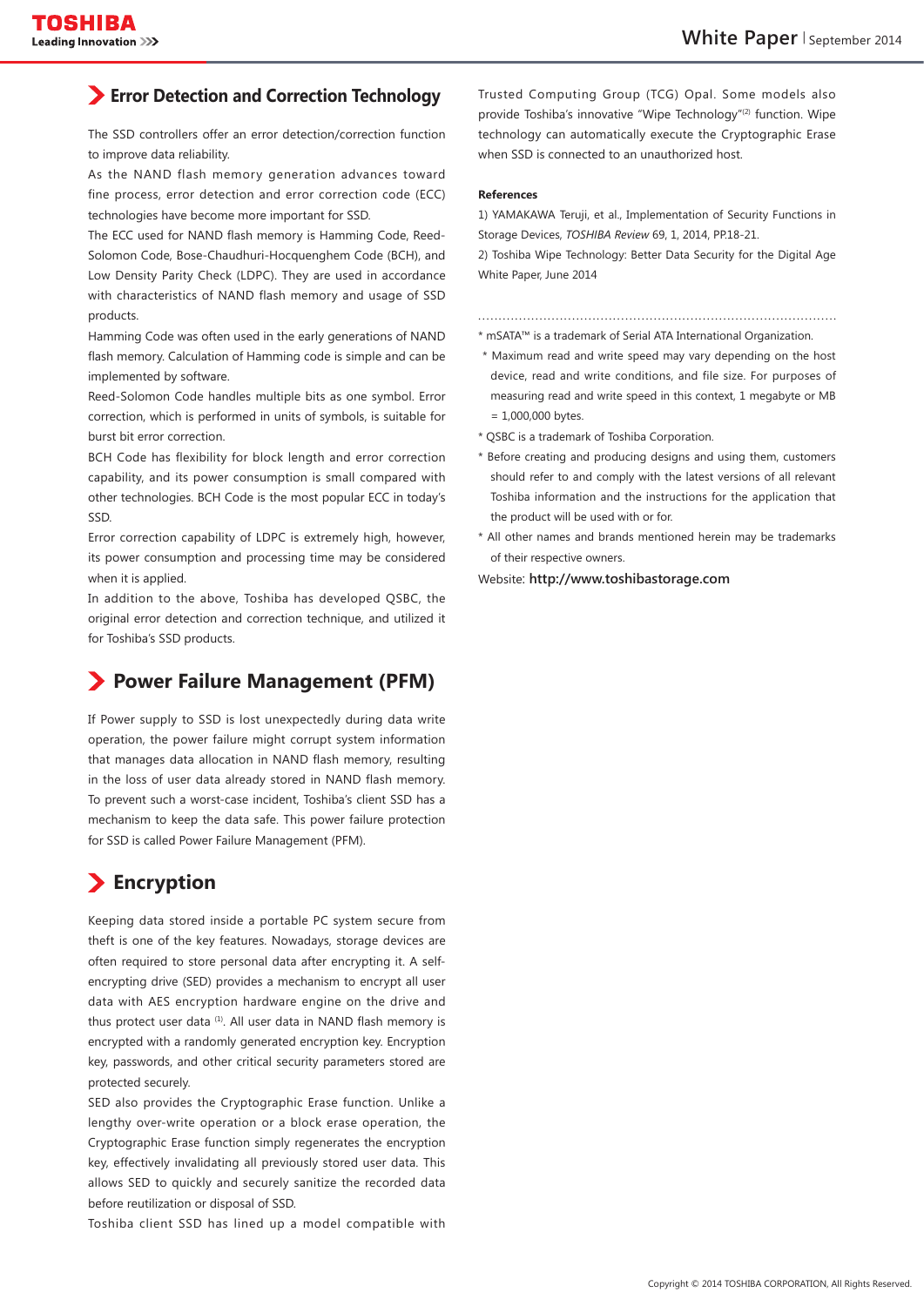## Error Detection and Correction Technology

The SSD controllers offer an error detection/correction function to improve data reliability.

As the NAND flash memory generation advances toward fine process, error detection and error correction code (ECC) technologies have become more important for SSD.

The ECC used for NAND flash memory is Hamming Code, Reed-Solomon Code, Bose-Chaudhuri-Hocquenghem Code (BCH), and Low Density Parity Check (LDPC). They are used in accordance with characteristics of NAND flash memory and usage of SSD products.

Hamming Code was often used in the early generations of NAND flash memory. Calculation of Hamming code is simple and can be implemented by software.

Reed-Solomon Code handles multiple bits as one symbol. Error correction, which is performed in units of symbols, is suitable for burst bit error correction.

BCH Code has flexibility for block length and error correction capability, and its power consumption is small compared with other technologies. BCH Code is the most popular ECC in today's SSD.

Error correction capability of LDPC is extremely high, however, its power consumption and processing time may be considered when it is applied.

In addition to the above, Toshiba has developed QSBC, the original error detection and correction technique, and utilized it for Toshiba's SSD products.

## Power Failure Management (PFM)

If Power supply to SSD is lost unexpectedly during data write operation, the power failure might corrupt system information that manages data allocation in NAND flash memory, resulting in the loss of user data already stored in NAND flash memory. To prevent such a worst-case incident, Toshiba's client SSD has a mechanism to keep the data safe. This power failure protection for SSD is called Power Failure Management (PFM).

## Encryption

Keeping data stored inside a portable PC system secure from theft is one of the key features. Nowadays, storage devices are often required to store personal data after encrypting it. A self-encrypting drive (SED) provides a mechanism to encrypt all user data with AES encryption hardware engine on the drive and thus protect user data [(1)]. All user data in NAND flash memory is encrypted with a randomly generated encryption key. Encryption key, passwords, and other critical security parameters stored are protected securely.

SED also provides the Cryptographic Erase function. Unlike a lengthy over-write operation or a block erase operation, the Cryptographic Erase function simply regenerates the encryption key, effectively invalidating all previously stored user data. This allows SED to quickly and securely sanitize the recorded data before reutilization or disposal of SSD.

Toshiba client SSD has lined up a model compatible with Trusted Computing Group (TCG) Opal. Some models also provide Toshiba's innovative "Wipe Technology"[(2)] function. Wipe technology can automatically execute the Cryptographic Erase when SSD is connected to an unauthorized host.

**References**

1) YAMAKAWA Teruji, et al., Implementation of Security Functions in Storage Devices, *TOSHIBA Review* 69, 1, 2014, PP.18-21.

2) Toshiba Wipe Technology: Better Data Security for the Digital Age White Paper, June 2014

---

* mSATA™ is a trademark of Serial ATA International Organization.
* Maximum read and write speed may vary depending on the host device, read and write conditions, and file size. For purposes of measuring read and write speed in this context, 1 megabyte or MB = 1,000,000 bytes.
* QSBC is a trademark of Toshiba Corporation.
* Before creating and producing designs and using them, customers should refer to and comply with the latest versions of all relevant Toshiba information and the instructions for the application that the product will be used with or for.
* All other names and brands mentioned herein may be trademarks of their respective owners.

Website: **http://www.toshibastorage.com**